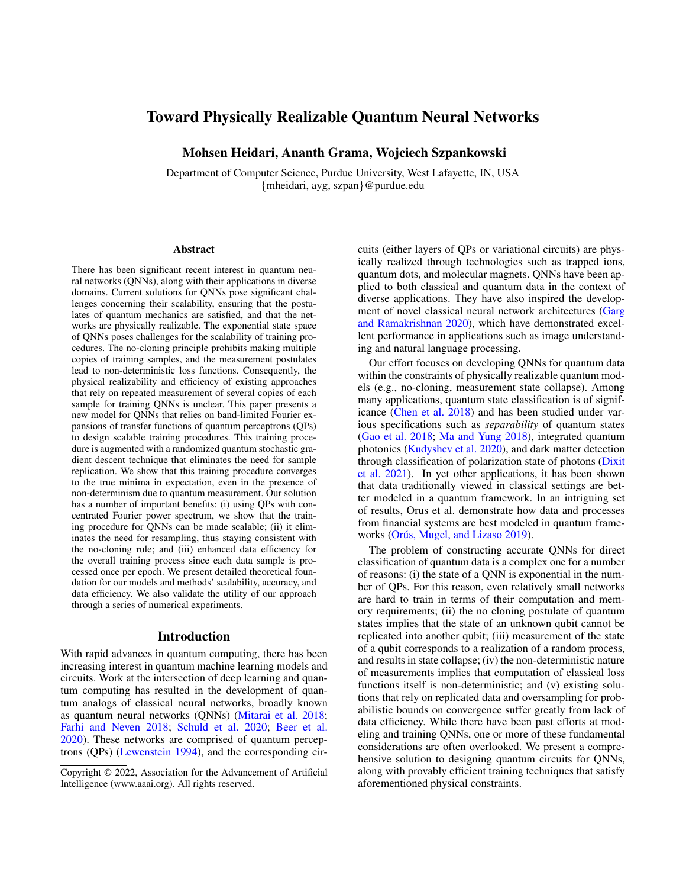# Toward Physically Realizable Quantum Neural Networks

**Mohsen Heidari, Ananth Grama, Wojciech Szpankowski**

Department of Computer Science, Purdue University, West Lafayette, IN, USA
{mheidari, ayg, szpan}@purdue.edu

## Abstract

There has been significant recent interest in quantum neural networks (QNNs), along with their applications in diverse domains. Current solutions for QNNs pose significant challenges concerning their scalability, ensuring that the postulates of quantum mechanics are satisfied, and that the networks are physically realizable. The exponential state space of QNNs poses challenges for the scalability of training procedures. The no-cloning principle prohibits making multiple copies of training samples, and the measurement postulates lead to non-deterministic loss functions. Consequently, the physical realizability and efficiency of existing approaches that rely on repeated measurement of several copies of each sample for training QNNs is unclear. This paper presents a new model for QNNs that relies on band-limited Fourier expansions of transfer functions of quantum perceptrons (QPs) to design scalable training procedures. This training procedure is augmented with a randomized quantum stochastic gradient descent technique that eliminates the need for sample replication. We show that this training procedure converges to the true minima in expectation, even in the presence of non-determinism due to quantum measurement. Our solution has a number of important benefits: (i) using QPs with concentrated Fourier power spectrum, we show that the training procedure for QNNs can be made scalable; (ii) it eliminates the need for resampling, thus staying consistent with the no-cloning rule; and (iii) enhanced data efficiency for the overall training process since each data sample is processed once per epoch. We present detailed theoretical foundation for our models and methods' scalability, accuracy, and data efficiency. We also validate the utility of our approach through a series of numerical experiments.

## Introduction

With rapid advances in quantum computing, there has been increasing interest in quantum machine learning models and circuits. Work at the intersection of deep learning and quantum computing has resulted in the development of quantum analogs of classical neural networks, broadly known as quantum neural networks (QNNs) (Mitarai et al. 2018; Farhi and Neven 2018; Schuld et al. 2020; Beer et al. 2020). These networks are comprised of quantum perceptrons (QPs) (Lewenstein 1994), and the corresponding circuits (either layers of QPs or variational circuits) are physically realized through technologies such as trapped ions, quantum dots, and molecular magnets. QNNs have been applied to both classical and quantum data in the context of diverse applications. They have also inspired the development of novel classical neural network architectures (Garg and Ramakrishnan 2020), which have demonstrated excellent performance in applications such as image understanding and natural language processing.

Our effort focuses on developing QNNs for quantum data within the constraints of physically realizable quantum models (e.g., no-cloning, measurement state collapse). Among many applications, quantum state classification is of significance (Chen et al. 2018) and has been studied under various specifications such as *separability* of quantum states (Gao et al. 2018; Ma and Yung 2018), integrated quantum photonics (Kudyshev et al. 2020), and dark matter detection through classification of polarization state of photons (Dixit et al. 2021). In yet other applications, it has been shown that data traditionally viewed in classical settings are better modeled in a quantum framework. In an intriguing set of results, Orus et al. demonstrate how data and processes from financial systems are best modeled in quantum frameworks (Orús, Mugel, and Lizaso 2019).

The problem of constructing accurate QNNs for direct classification of quantum data is a complex one for a number of reasons: (i) the state of a QNN is exponential in the number of QPs. For this reason, even relatively small networks are hard to train in terms of their computation and memory requirements; (ii) the no cloning postulate of quantum states implies that the state of an unknown qubit cannot be replicated into another qubit; (iii) measurement of the state of a qubit corresponds to a realization of a random process, and results in state collapse; (iv) the non-deterministic nature of measurements implies that computation of classical loss functions itself is non-deterministic; and (v) existing solutions that rely on replicated data and oversampling for probabilistic bounds on convergence suffer greatly from lack of data efficiency. While there have been past efforts at modeling and training QNNs, one or more of these fundamental considerations are often overlooked. We present a comprehensive solution to designing quantum circuits for QNNs, along with provably efficient training techniques that satisfy aforementioned physical constraints.

Copyright © 2022, Association for the Advancement of Artificial Intelligence (www.aaai.org). All rights reserved.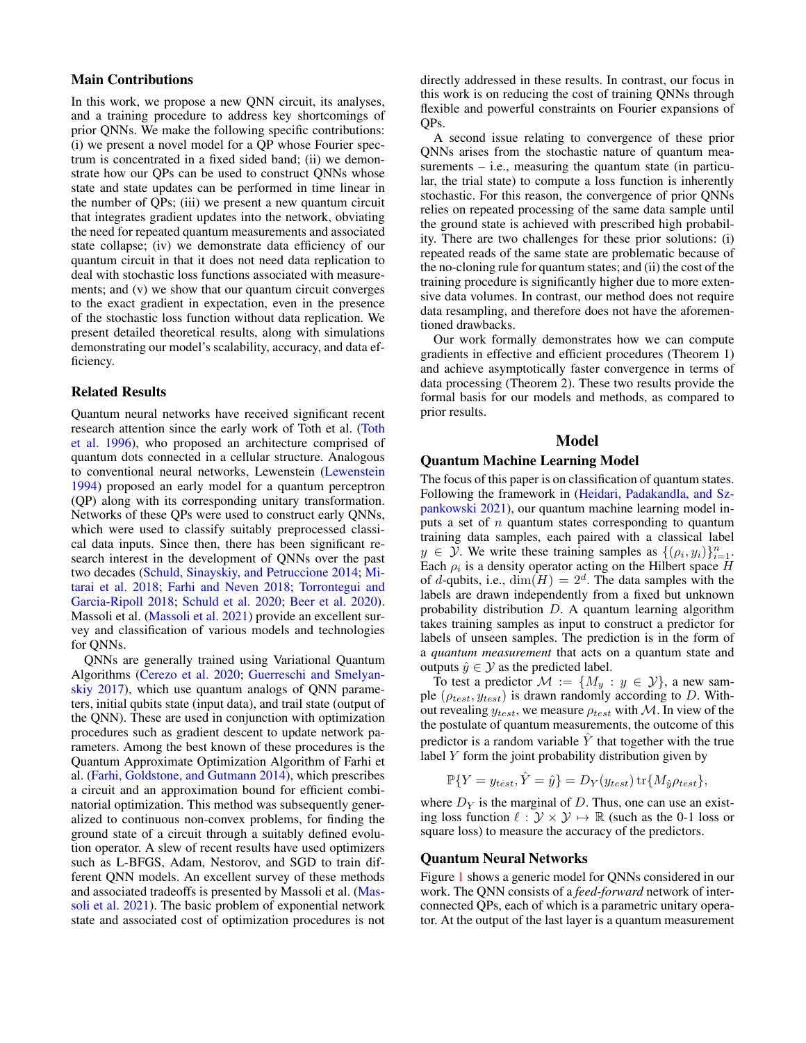## Main Contributions

In this work, we propose a new QNN circuit, its analyses, and a training procedure to address key shortcomings of prior QNNs. We make the following specific contributions: (i) we present a novel model for a QP whose Fourier spectrum is concentrated in a fixed sided band; (ii) we demonstrate how our QPs can be used to construct QNNs whose state and state updates can be performed in time linear in the number of QPs; (iii) we present a new quantum circuit that integrates gradient updates into the network, obviating the need for repeated quantum measurements and associated state collapse; (iv) we demonstrate data efficiency of our quantum circuit in that it does not need data replication to deal with stochastic loss functions associated with measurements; and (v) we show that our quantum circuit converges to the exact gradient in expectation, even in the presence of the stochastic loss function without data replication. We present detailed theoretical results, along with simulations demonstrating our model's scalability, accuracy, and data efficiency.

## Related Results

Quantum neural networks have received significant recent research attention since the early work of Toth et al. (Toth et al. 1996), who proposed an architecture comprised of quantum dots connected in a cellular structure. Analogous to conventional neural networks, Lewenstein (Lewenstein 1994) proposed an early model for a quantum perceptron (QP) along with its corresponding unitary transformation. Networks of these QPs were used to construct early QNNs, which were used to classify suitably preprocessed classical data inputs. Since then, there has been significant research interest in the development of QNNs over the past two decades (Schuld, Sinayskiy, and Petruccione 2014; Mitarai et al. 2018; Farhi and Neven 2018; Torrontegui and Garcia-Ripoll 2018; Schuld et al. 2020; Beer et al. 2020). Massoli et al. (Massoli et al. 2021) provide an excellent survey and classification of various models and technologies for QNNs.

QNNs are generally trained using Variational Quantum Algorithms (Cerezo et al. 2020; Guerreschi and Smelyanskiy 2017), which use quantum analogs of QNN parameters, initial qubits state (input data), and trail state (output of the QNN). These are used in conjunction with optimization procedures such as gradient descent to update network parameters. Among the best known of these procedures is the Quantum Approximate Optimization Algorithm of Farhi et al. (Farhi, Goldstone, and Gutmann 2014), which prescribes a circuit and an approximation bound for efficient combinatorial optimization. This method was subsequently generalized to continuous non-convex problems, for finding the ground state of a circuit through a suitably defined evolution operator. A slew of recent results have used optimizers such as L-BFGS, Adam, Nestorov, and SGD to train different QNN models. An excellent survey of these methods and associated tradeoffs is presented by Massoli et al. (Massoli et al. 2021). The basic problem of exponential network state and associated cost of optimization procedures is not directly addressed in these results. In contrast, our focus in this work is on reducing the cost of training QNNs through flexible and powerful constraints on Fourier expansions of QPs.

A second issue relating to convergence of these prior QNNs arises from the stochastic nature of quantum measurements – i.e., measuring the quantum state (in particular, the trial state) to compute a loss function is inherently stochastic. For this reason, the convergence of prior QNNs relies on repeated processing of the same data sample until the ground state is achieved with prescribed high probability. There are two challenges for these prior solutions: (i) repeated reads of the same state are problematic because of the no-cloning rule for quantum states; and (ii) the cost of the training procedure is significantly higher due to more extensive data volumes. In contrast, our method does not require data resampling, and therefore does not have the aforementioned drawbacks.

Our work formally demonstrates how we can compute gradients in effective and efficient procedures (Theorem 1) and achieve asymptotically faster convergence in terms of data processing (Theorem 2). These two results provide the formal basis for our models and methods, as compared to prior results.

# Model

## Quantum Machine Learning Model

The focus of this paper is on classification of quantum states. Following the framework in (Heidari, Padakandla, and Szpankowski 2021), our quantum machine learning model inputs a set of $n$ quantum states corresponding to quantum training data samples, each paired with a classical label $y \in \mathcal{Y}$. We write these training samples as $\{(\rho_i, y_i)\}_{i=1}^n$. Each $\rho_i$ is a density operator acting on the Hilbert space $H$ of $d$-qubits, i.e., $\dim(H) = 2^d$. The data samples with the labels are drawn independently from a fixed but unknown probability distribution $D$. A quantum learning algorithm takes training samples as input to construct a predictor for labels of unseen samples. The prediction is in the form of a *quantum measurement* that acts on a quantum state and outputs $\hat{y} \in \mathcal{Y}$ as the predicted label.

To test a predictor $\mathcal{M} := \{M_y : y \in \mathcal{Y}\}$, a new sample $(\rho_{test}, y_{test})$ is drawn randomly according to $D$. Without revealing $y_{test}$, we measure $\rho_{test}$ with $\mathcal{M}$. In view of the the postulate of quantum measurements, the outcome of this predictor is a random variable $\hat{Y}$ that together with the true label $Y$ form the joint probability distribution given by

$$\mathbb{P}\{Y = y_{test}, \hat{Y} = \hat{y}\} = D_Y(y_{test}) \operatorname{tr}\{M_{\hat{y}} \rho_{test}\},$$

where $D_Y$ is the marginal of $D$. Thus, one can use an existing loss function $\ell : \mathcal{Y} \times \mathcal{Y} \mapsto \mathbb{R}$ (such as the 0-1 loss or square loss) to measure the accuracy of the predictors.

## Quantum Neural Networks

Figure 1 shows a generic model for QNNs considered in our work. The QNN consists of a *feed-forward* network of interconnected QPs, each of which is a parametric unitary operator. At the output of the last layer is a quantum measurement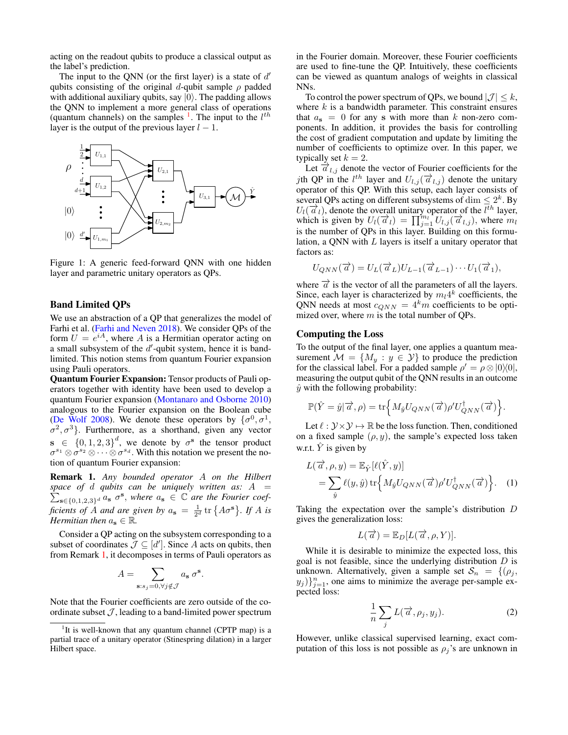acting on the readout qubits to produce a classical output as the label's prediction.

The input to the QNN (or the first layer) is a state of $d'$ qubits consisting of the original $d$-qubit sample $\rho$ padded with additional auxiliary qubits, say $|0\rangle$. The padding allows the QNN to implement a more general class of operations (quantum channels) on the samples [1]. The input to the $l^{th}$ layer is the output of the previous layer $l-1$.

Figure 1: A generic feed-forward QNN with one hidden layer and parametric unitary operators as QPs.

## Band Limited QPs

We use an abstraction of a QP that generalizes the model of Farhi et al. (Farhi and Neven 2018). We consider QPs of the form $U = e^{iA}$, where $A$ is a Hermitian operator acting on a small subsystem of the $d'$-qubit system, hence it is band-limited. This notion stems from quantum Fourier expansion using Pauli operators.

**Quantum Fourier Expansion:** Tensor products of Pauli operators together with identity have been used to develop a quantum Fourier expansion (Montanaro and Osborne 2010) analogous to the Fourier expansion on the Boolean cube (De Wolf 2008). We denote these operators by $\{\sigma^0, \sigma^1, \sigma^2, \sigma^3\}$. Furthermore, as a shorthand, given any vector $\mathbf{s} \in \{0,1,2,3\}^d$, we denote by $\sigma^{\mathbf{s}}$ the tensor product $\sigma^{s_1} \otimes \sigma^{s_2} \otimes \cdots \otimes \sigma^{s_d}$. With this notation we present the notion of quantum Fourier expansion:

**Remark 1.** *Any bounded operator $A$ on the Hilbert space of $d$ qubits can be uniquely written as: $A = \sum_{\mathbf{s}\in\{0,1,2,3\}^d} a_{\mathbf{s}}\, \sigma^{\mathbf{s}}$, where $a_{\mathbf{s}} \in \mathbb{C}$ are the Fourier coefficients of $A$ and are given by $a_{\mathbf{s}} = \frac{1}{2^d}\operatorname{tr}\{A\sigma^{\mathbf{s}}\}$. If $A$ is Hermitian then $a_{\mathbf{s}} \in \mathbb{R}$.*

Consider a QP acting on the subsystem corresponding to a subset of coordinates $\mathcal{J} \subseteq [d']$. Since $A$ acts on qubits, then from Remark 1, it decomposes in terms of Pauli operators as

$$A = \sum_{\mathbf{s}: s_j = 0, \forall j \notin \mathcal{J}} a_{\mathbf{s}}\, \sigma^{\mathbf{s}}.$$

Note that the Fourier coefficients are zero outside of the coordinate subset $\mathcal{J}$, leading to a band-limited power spectrum in the Fourier domain. Moreover, these Fourier coefficients are used to fine-tune the QP. Intuitively, these coefficients can be viewed as quantum analogs of weights in classical NNs.

To control the power spectrum of QPs, we bound $|\mathcal{J}| \leq k$, where $k$ is a bandwidth parameter. This constraint ensures that $a_{\mathbf{s}} = 0$ for any $\mathbf{s}$ with more than $k$ non-zero components. In addition, it provides the basis for controlling the cost of gradient computation and update by limiting the number of coefficients to optimize over. In this paper, we typically set $k = 2$.

Let $\vec{a}_{l,j}$ denote the vector of Fourier coefficients for the $j$th QP in the $l^{th}$ layer and $U_{l,j}(\vec{a}_{l,j})$ denote the unitary operator of this QP. With this setup, each layer consists of several QPs acting on different subsystems of $\dim \leq 2^k$. By $U_l(\vec{a}_l)$, denote the overall unitary operator of the $l^{th}$ layer, which is given by $U_l(\vec{a}_l) = \prod_{j=1}^{m_l} U_{l,j}(\vec{a}_{l,j})$, where $m_l$ is the number of QPs in this layer. Building on this formulation, a QNN with $L$ layers is itself a unitary operator that factors as:

$$U_{QNN}(\vec{a}) = U_L(\vec{a}_L) U_{L-1}(\vec{a}_{L-1}) \cdots U_1(\vec{a}_1),$$

where $\vec{a}$ is the vector of all the parameters of all the layers. Since, each layer is characterized by $m_l 4^k$ coefficients, the QNN needs at most $c_{QNN} = 4^k m$ coefficients to be optimized over, where $m$ is the total number of QPs.

## Computing the Loss

To the output of the final layer, one applies a quantum measurement $\mathcal{M} = \{M_y : y \in \mathcal{Y}\}$ to produce the prediction for the classical label. For a padded sample $\rho' = \rho \otimes |0\rangle\langle 0|$, measuring the output qubit of the QNN results in an outcome $\hat{y}$ with the following probability:

$$\mathbb{P}(\hat{Y} = \hat{y} | \vec{a}, \rho) = \operatorname{tr}\Big\{ M_{\hat{y}} U_{QNN}(\vec{a}) \rho' U_{QNN}^{\dagger}(\vec{a}) \Big\}.$$

Let $\ell : \mathcal{Y} \times \mathcal{Y} \mapsto \mathbb{R}$ be the loss function. Then, conditioned on a fixed sample $(\rho, y)$, the sample's expected loss taken w.r.t. $\hat{Y}$ is given by

$$\begin{aligned} L(\vec{a}, \rho, y) &= \mathbb{E}_{\hat{Y}}[\ell(\hat{Y}, y)] \\ &= \sum_{\hat{y}} \ell(y, \hat{y}) \operatorname{tr}\Big\{ M_{\hat{y}} U_{QNN}(\vec{a}) \rho' U_{QNN}^{\dagger}(\vec{a}) \Big\}. \end{aligned} \tag{1}$$

Taking the expectation over the sample's distribution $D$ gives the generalization loss:

$$L(\vec{a}) = \mathbb{E}_D[L(\vec{a}, \rho, Y)].$$

While it is desirable to minimize the expected loss, this goal is not feasible, since the underlying distribution $D$ is unknown. Alternatively, given a sample set $\mathcal{S}_n = \{(\rho_j, y_j)\}_{j=1}^n$, one aims to minimize the average per-sample expected loss:

$$\frac{1}{n} \sum_j L(\vec{a}, \rho_j, y_j). \tag{2}$$

However, unlike classical supervised learning, exact computation of this loss is not possible as $\rho_j$'s are unknown in

[1] It is well-known that any quantum channel (CPTP map) is a partial trace of a unitary operator (Stinespring dilation) in a larger Hilbert space.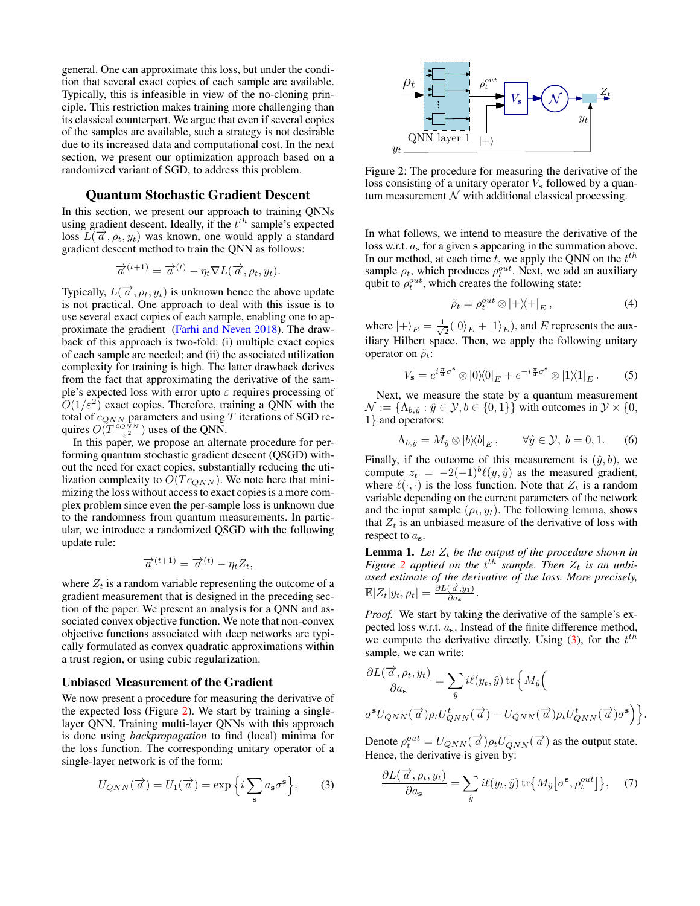general. One can approximate this loss, but under the condition that several exact copies of each sample are available. Typically, this is infeasible in view of the no-cloning principle. This restriction makes training more challenging than its classical counterpart. We argue that even if several copies of the samples are available, such a strategy is not desirable due to its increased data and computational cost. In the next section, we present our optimization approach based on a randomized variant of SGD, to address this problem.

## Quantum Stochastic Gradient Descent

In this section, we present our approach to training QNNs using gradient descent. Ideally, if the $t^{th}$ sample's expected loss $L(\overrightarrow{a}, \rho_t, y_t)$ was known, one would apply a standard gradient descent method to train the QNN as follows:

$$\overrightarrow{a}^{(t+1)} = \overrightarrow{a}^{(t)} - \eta_t \nabla L(\overrightarrow{a}, \rho_t, y_t).$$

Typically, $L(\overrightarrow{a}, \rho_t, y_t)$ is unknown hence the above update is not practical. One approach to deal with this issue is to use several exact copies of each sample, enabling one to approximate the gradient (Farhi and Neven 2018). The drawback of this approach is two-fold: (i) multiple exact copies of each sample are needed; and (ii) the associated utilization complexity for training is high. The latter drawback derives from the fact that approximating the derivative of the sample's expected loss with error upto $\varepsilon$ requires processing of $O(1/\varepsilon^2)$ exact copies. Therefore, training a QNN with the total of $c_{QNN}$ parameters and using $T$ iterations of SGD requires $O(T\frac{c_{QNN}}{\varepsilon^2})$ uses of the QNN.

In this paper, we propose an alternate procedure for performing quantum stochastic gradient descent (QSGD) without the need for exact copies, substantially reducing the utilization complexity to $O(Tc_{QNN})$. We note here that minimizing the loss without access to exact copies is a more complex problem since even the per-sample loss is unknown due to the randomness from quantum measurements. In particular, we introduce a randomized QSGD with the following update rule:

$$\overrightarrow{a}^{(t+1)} = \overrightarrow{a}^{(t)} - \eta_t Z_t,$$

where $Z_t$ is a random variable representing the outcome of a gradient measurement that is designed in the preceding section of the paper. We present an analysis for a QNN and associated convex objective function. We note that non-convex objective functions associated with deep networks are typically formulated as convex quadratic approximations within a trust region, or using cubic regularization.

### Unbiased Measurement of the Gradient

We now present a procedure for measuring the derivative of the expected loss (Figure 2). We start by training a single-layer QNN. Training multi-layer QNNs with this approach is done using *backpropagation* to find (local) minima for the loss function. The corresponding unitary operator of a single-layer network is of the form:

$$U_{QNN}(\overrightarrow{a}) = U_1(\overrightarrow{a}) = \exp\Big\{i\sum_{\mathbf{s}} a_{\mathbf{s}}\sigma^{\mathbf{s}}\Big\}. \tag{3}$$

Figure 2: The procedure for measuring the derivative of the loss consisting of a unitary operator $V_{\mathbf{s}}$ followed by a quantum measurement $\mathcal{N}$ with additional classical processing.

In what follows, we intend to measure the derivative of the loss w.r.t. $a_{\mathbf{s}}$ for a given $\mathbf{s}$ appearing in the summation above. In our method, at each time $t$, we apply the QNN on the $t^{th}$ sample $\rho_t$, which produces $\rho_t^{out}$. Next, we add an auxiliary qubit to $\rho_t^{out}$, which creates the following state:

$$\tilde{\rho}_t = \rho_t^{out} \otimes |+\rangle\langle+|_E\,, \tag{4}$$

where $|+\rangle_E = \frac{1}{\sqrt{2}}(|0\rangle_E + |1\rangle_E)$, and $E$ represents the auxiliary Hilbert space. Then, we apply the following unitary operator on $\tilde{\rho}_t$:

$$V_{\mathbf{s}} = e^{i\frac{\pi}{4}\sigma^{\mathbf{s}}} \otimes |0\rangle\langle 0|_E + e^{-i\frac{\pi}{4}\sigma^{\mathbf{s}}} \otimes |1\rangle\langle 1|_E\,. \tag{5}$$

Next, we measure the state by a quantum measurement $\mathcal{N} := \{\Lambda_{b,\hat{y}} : \hat{y} \in \mathcal{Y}, b \in \{0,1\}\}$ with outcomes in $\mathcal{Y} \times \{0,1\}$ and operators:

$$\Lambda_{b,\hat{y}} = M_{\hat{y}} \otimes |b\rangle\langle b|_E\,, \qquad \forall \hat{y} \in \mathcal{Y},\ b = 0, 1. \tag{6}$$

Finally, if the outcome of this measurement is $(\hat{y}, b)$, we compute $z_t = -2(-1)^b \ell(y, \hat{y})$ as the measured gradient, where $\ell(\cdot,\cdot)$ is the loss function. Note that $Z_t$ is a random variable depending on the current parameters of the network and the input sample $(\rho_t, y_t)$. The following lemma, shows that $Z_t$ is an unbiased measure of the derivative of loss with respect to $a_{\mathbf{s}}$.

**Lemma 1.** *Let $Z_t$ be the output of the procedure shown in Figure 2 applied on the $t^{th}$ sample. Then $Z_t$ is an unbiased estimate of the derivative of the loss. More precisely,* $\mathbb{E}[Z_t|y_t, \rho_t] = \frac{\partial L(\overrightarrow{a}, y_1)}{\partial a_{\mathbf{s}}}$.

*Proof.* We start by taking the derivative of the sample's expected loss w.r.t. $a_{\mathbf{s}}$. Instead of the finite difference method, we compute the derivative directly. Using (3), for the $t^{th}$ sample, we can write:

$$\frac{\partial L(\overrightarrow{a}, \rho_t, y_t)}{\partial a_{\mathbf{s}}} = \sum_{\hat{y}} i\ell(y_t, \hat{y})\, \mathrm{tr}\Big\{M_{\hat{y}}\Big(\sigma^{\mathbf{s}}U_{QNN}(\overrightarrow{a})\rho_t U_{QNN}^t(\overrightarrow{a}) - U_{QNN}(\overrightarrow{a})\rho_t U_{QNN}^t(\overrightarrow{a})\sigma^{\mathbf{s}}\Big)\Big\}.$$

Denote $\rho_t^{out} = U_{QNN}(\overrightarrow{a})\rho_t U_{QNN}^\dagger(\overrightarrow{a})$ as the output state. Hence, the derivative is given by:

$$\frac{\partial L(\overrightarrow{a}, \rho_t, y_t)}{\partial a_{\mathbf{s}}} = \sum_{\hat{y}} i\ell(y_t, \hat{y})\, \mathrm{tr}\big\{M_{\hat{y}}\big[\sigma^{\mathbf{s}}, \rho_t^{out}\big]\big\}, \tag{7}$$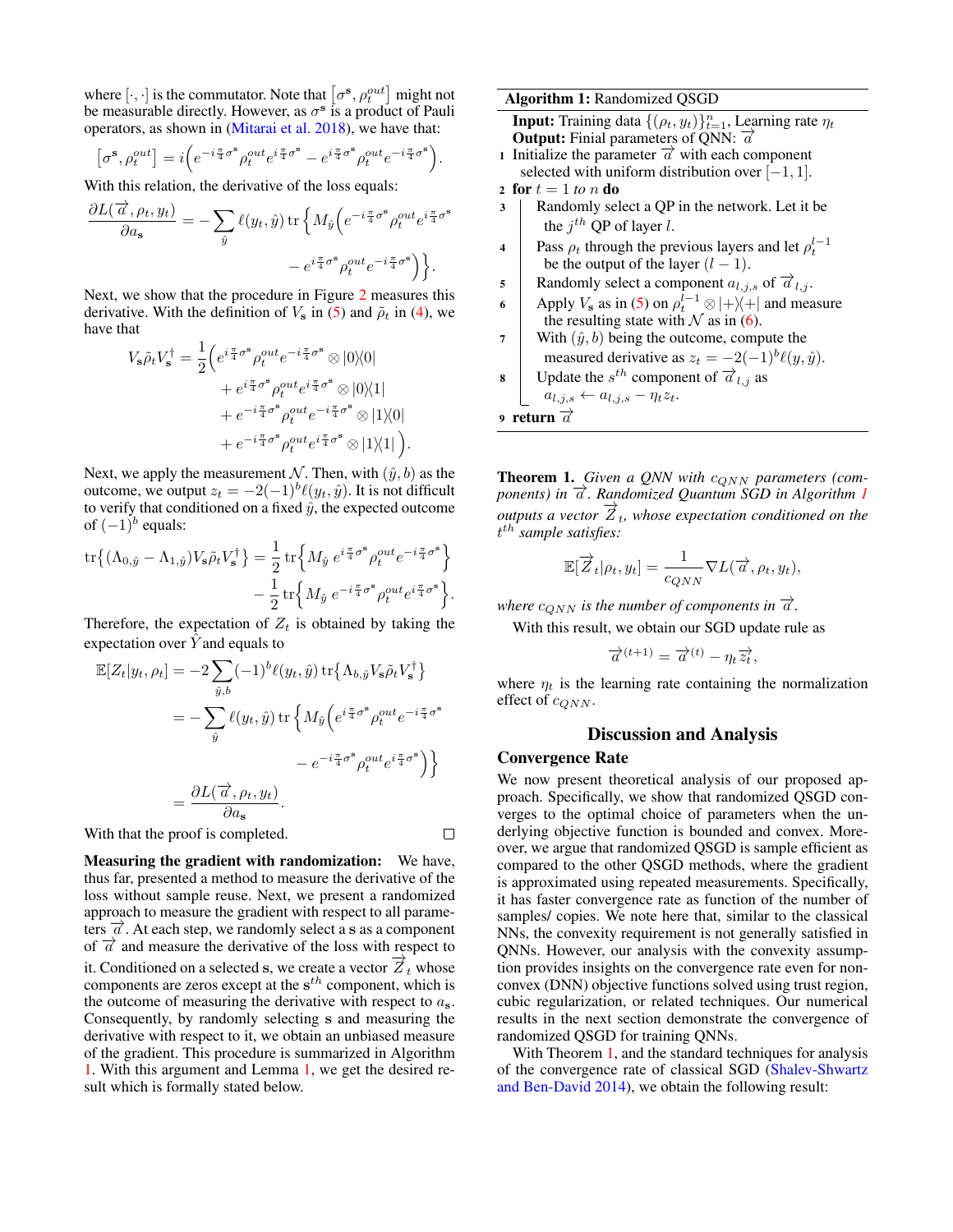where $[\cdot,\cdot]$ is the commutator. Note that $\left[\sigma^{\mathbf{s}}, \rho_t^{out}\right]$ might not be measurable directly. However, as $\sigma^{\mathbf{s}}$ is a product of Pauli operators, as shown in (Mitarai et al. 2018), we have that:

$$\left[\sigma^{\mathbf{s}}, \rho_t^{out}\right] = i\Big(e^{-i\frac{\pi}{4}\sigma^{\mathbf{s}}}\rho_t^{out}e^{i\frac{\pi}{4}\sigma^{\mathbf{s}}} - e^{i\frac{\pi}{4}\sigma^{\mathbf{s}}}\rho_t^{out}e^{-i\frac{\pi}{4}\sigma^{\mathbf{s}}}\Big).$$

With this relation, the derivative of the loss equals:

$$\frac{\partial L(\overrightarrow{a}, \rho_t, y_t)}{\partial a_{\mathbf{s}}} = -\sum_{\hat{y}} \ell(y_t, \hat{y}) \operatorname{tr}\Big\{M_{\hat{y}}\Big(e^{-i\frac{\pi}{4}\sigma^{\mathbf{s}}}\rho_t^{out}e^{i\frac{\pi}{4}\sigma^{\mathbf{s}}} - e^{i\frac{\pi}{4}\sigma^{\mathbf{s}}}\rho_t^{out}e^{-i\frac{\pi}{4}\sigma^{\mathbf{s}}}\Big)\Big\}.$$

Next, we show that the procedure in Figure 2 measures this derivative. With the definition of $V_{\mathbf{s}}$ in (5) and $\tilde{\rho}_t$ in (4), we have that

$$\begin{aligned} V_{\mathbf{s}}\tilde{\rho}_t V_{\mathbf{s}}^\dagger = \frac{1}{2}\Big(&e^{i\frac{\pi}{4}\sigma^{\mathbf{s}}}\rho_t^{out}e^{-i\frac{\pi}{4}\sigma^{\mathbf{s}}} \otimes |0\rangle\langle 0| \\ &+ e^{i\frac{\pi}{4}\sigma^{\mathbf{s}}}\rho_t^{out}e^{i\frac{\pi}{4}\sigma^{\mathbf{s}}} \otimes |0\rangle\langle 1| \\ &+ e^{-i\frac{\pi}{4}\sigma^{\mathbf{s}}}\rho_t^{out}e^{-i\frac{\pi}{4}\sigma^{\mathbf{s}}} \otimes |1\rangle\langle 0| \\ &+ e^{-i\frac{\pi}{4}\sigma^{\mathbf{s}}}\rho_t^{out}e^{i\frac{\pi}{4}\sigma^{\mathbf{s}}} \otimes |1\rangle\langle 1|\Big). \end{aligned}$$

Next, we apply the measurement $\mathcal{N}$. Then, with $(\hat{y}, b)$ as the outcome, we output $z_t = -2(-1)^b \ell(y_t, \hat{y})$. It is not difficult to verify that conditioned on a fixed $\hat{y}$, the expected outcome of $(-1)^b$ equals:

$$\operatorname{tr}\big\{(\Lambda_{0,\hat{y}} - \Lambda_{1,\hat{y}})V_{\mathbf{s}}\tilde{\rho}_t V_{\mathbf{s}}^\dagger\big\} = \frac{1}{2}\operatorname{tr}\Big\{M_{\hat{y}}\, e^{i\frac{\pi}{4}\sigma^{\mathbf{s}}}\rho_t^{out}e^{-i\frac{\pi}{4}\sigma^{\mathbf{s}}}\Big\} - \frac{1}{2}\operatorname{tr}\Big\{M_{\hat{y}}\, e^{-i\frac{\pi}{4}\sigma^{\mathbf{s}}}\rho_t^{out}e^{i\frac{\pi}{4}\sigma^{\mathbf{s}}}\Big\}.$$

Therefore, the expectation of $Z_t$ is obtained by taking the expectation over $\hat{Y}$ and equals to

$$\begin{aligned} \mathbb{E}[Z_t|y_t, \rho_t] &= -2\sum_{\hat{y}, b}(-1)^b \ell(y_t, \hat{y}) \operatorname{tr}\big\{\Lambda_{b,\hat{y}} V_{\mathbf{s}}\tilde{\rho}_t V_{\mathbf{s}}^\dagger\big\} \\ &= -\sum_{\hat{y}} \ell(y_t, \hat{y}) \operatorname{tr}\Big\{M_{\hat{y}}\Big(e^{i\frac{\pi}{4}\sigma^{\mathbf{s}}}\rho_t^{out}e^{-i\frac{\pi}{4}\sigma^{\mathbf{s}}} - e^{-i\frac{\pi}{4}\sigma^{\mathbf{s}}}\rho_t^{out}e^{i\frac{\pi}{4}\sigma^{\mathbf{s}}}\Big)\Big\} \\ &= \frac{\partial L(\overrightarrow{a}, \rho_t, y_t)}{\partial a_{\mathbf{s}}}. \end{aligned}$$

With that the proof is completed. ∎

**Measuring the gradient with randomization:** We have, thus far, presented a method to measure the derivative of the loss without sample reuse. Next, we present a randomized approach to measure the gradient with respect to all parameters $\overrightarrow{a}$. At each step, we randomly select a $\mathbf{s}$ as a component of $\overrightarrow{a}$ and measure the derivative of the loss with respect to it. Conditioned on a selected $\mathbf{s}$, we create a vector $\overrightarrow{Z}_t$ whose components are zeros except at the $\mathbf{s}^{th}$ component, which is the outcome of measuring the derivative with respect to $a_{\mathbf{s}}$. Consequently, by randomly selecting $\mathbf{s}$ and measuring the derivative with respect to it, we obtain an unbiased measure of the gradient. This procedure is summarized in Algorithm 1. With this argument and Lemma 1, we get the desired result which is formally stated below.

---

**Algorithm 1:** Randomized QSGD

**Input:** Training data $\{(\rho_t, y_t)\}_{t=1}^n$, Learning rate $\eta_t$
**Output:** Finial parameters of QNN: $\overrightarrow{a}$

1. Initialize the parameter $\overrightarrow{a}$ with each component selected with uniform distribution over $[-1, 1]$.
2. **for** $t = 1$ *to* $n$ **do**
3. Randomly select a QP in the network. Let it be the $j^{th}$ QP of layer $l$.
4. Pass $\rho_t$ through the previous layers and let $\rho_t^{l-1}$ be the output of the layer $(l-1)$.
5. Randomly select a component $a_{l,j,s}$ of $\overrightarrow{a}_{l,j}$.
6. Apply $V_{\mathbf{s}}$ as in (5) on $\rho_t^{l-1} \otimes |+\rangle\langle +|$ and measure the resulting state with $\mathcal{N}$ as in (6).
7. With $(\hat{y}, b)$ being the outcome, compute the measured derivative as $z_t = -2(-1)^b \ell(y, \hat{y})$.
8. Update the $s^{th}$ component of $\overrightarrow{a}_{l,j}$ as $a_{l,j,s} \leftarrow a_{l,j,s} - \eta_t z_t$.
9. **return** $\overrightarrow{a}$

---

**Theorem 1.** *Given a QNN with $c_{QNN}$ parameters (components) in $\overrightarrow{a}$. Randomized Quantum SGD in Algorithm 1 outputs a vector $\overrightarrow{Z}_t$, whose expectation conditioned on the $t^{th}$ sample satisfies:*

$$\mathbb{E}[\overrightarrow{Z}_t|\rho_t, y_t] = \frac{1}{c_{QNN}} \nabla L(\overrightarrow{a}, \rho_t, y_t),$$

*where $c_{QNN}$ is the number of components in $\overrightarrow{a}$.*

With this result, we obtain our SGD update rule as

$$\overrightarrow{a}^{(t+1)} = \overrightarrow{a}^{(t)} - \eta_t \overrightarrow{z}_t,$$

where $\eta_t$ is the learning rate containing the normalization effect of $c_{QNN}$.

## Discussion and Analysis

### Convergence Rate

We now present theoretical analysis of our proposed approach. Specifically, we show that randomized QSGD converges to the optimal choice of parameters when the underlying objective function is bounded and convex. Moreover, we argue that randomized QSGD is sample efficient as compared to the other QSGD methods, where the gradient is approximated using repeated measurements. Specifically, it has faster convergence rate as function of the number of samples/ copies. We note here that, similar to the classical NNs, the convexity requirement is not generally satisfied in QNNs. However, our analysis with the convexity assumption provides insights on the convergence rate even for nonconvex (DNN) objective functions solved using trust region, cubic regularization, or related techniques. Our numerical results in the next section demonstrate the convergence of randomized QSGD for training QNNs.

With Theorem 1, and the standard techniques for analysis of the convergence rate of classical SGD (Shalev-Shwartz and Ben-David 2014), we obtain the following result: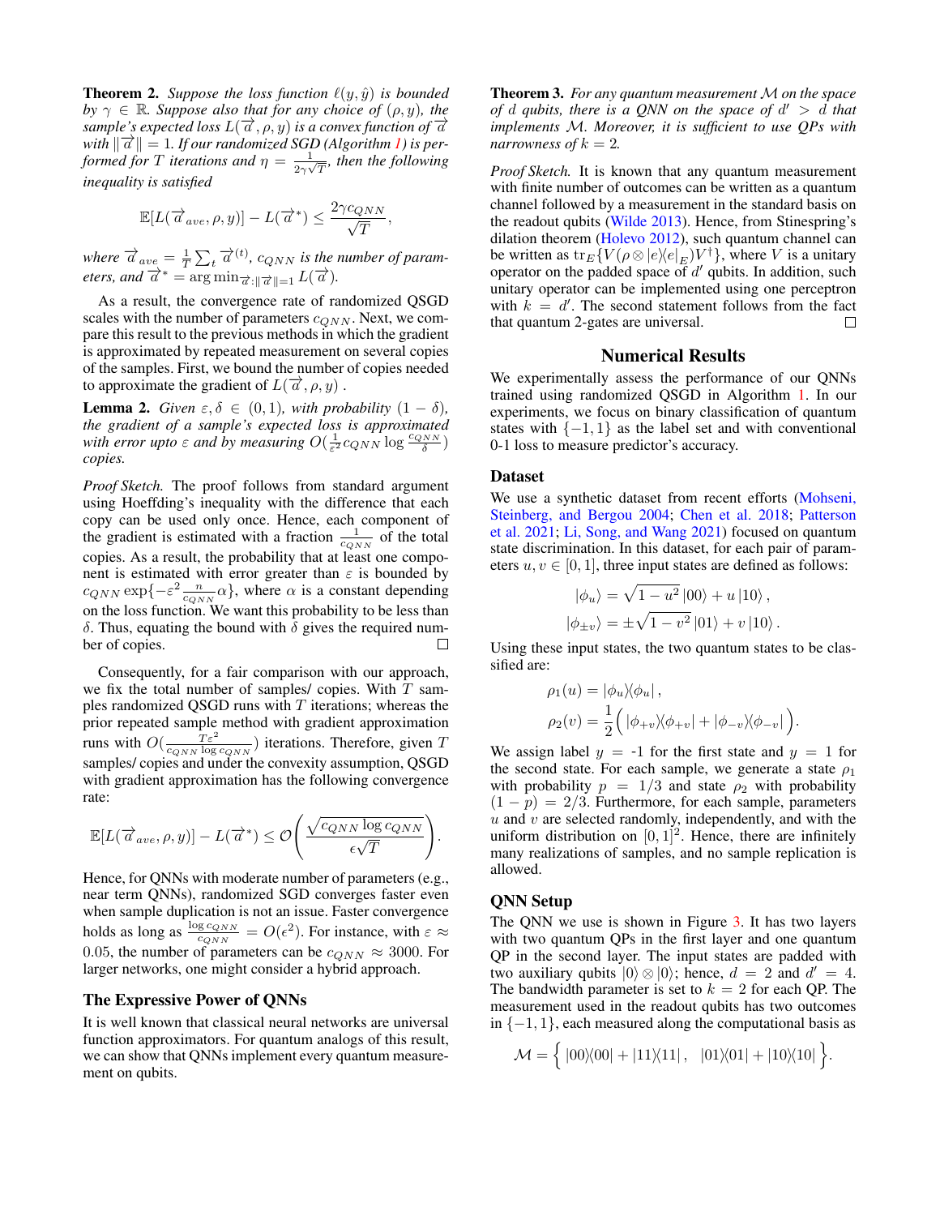**Theorem 2.** *Suppose the loss function $\ell(y, \hat{y})$ is bounded by $\gamma \in \mathbb{R}$. Suppose also that for any choice of $(\rho, y)$, the sample's expected loss $L(\overrightarrow{a}, \rho, y)$ is a convex function of $\overrightarrow{a}$ with $\|\overrightarrow{a}\| = 1$. If our randomized SGD (Algorithm 1) is performed for $T$ iterations and $\eta = \frac{1}{2\gamma\sqrt{T}}$, then the following inequality is satisfied*

$$\mathbb{E}[L(\overrightarrow{a}_{ave}, \rho, y)] - L(\overrightarrow{a}^*) \leq \frac{2\gamma c_{QNN}}{\sqrt{T}},$$

*where $\overrightarrow{a}_{ave} = \frac{1}{T}\sum_t \overrightarrow{a}^{(t)}$, $c_{QNN}$ is the number of parameters, and $\overrightarrow{a}^* = \arg\min_{\overrightarrow{a}:\|\overrightarrow{a}\|=1} L(\overrightarrow{a})$.*

As a result, the convergence rate of randomized QSGD scales with the number of parameters $c_{QNN}$. Next, we compare this result to the previous methods in which the gradient is approximated by repeated measurement on several copies of the samples. First, we bound the number of copies needed to approximate the gradient of $L(\overrightarrow{a}, \rho, y)$ .

**Lemma 2.** *Given $\varepsilon, \delta \in (0, 1)$, with probability $(1-\delta)$, the gradient of a sample's expected loss is approximated with error upto $\varepsilon$ and by measuring $O(\frac{1}{\varepsilon^2} c_{QNN} \log \frac{c_{QNN}}{\delta})$ copies.*

*Proof Sketch.* The proof follows from standard argument using Hoeffding's inequality with the difference that each copy can be used only once. Hence, each component of the gradient is estimated with a fraction $\frac{1}{c_{QNN}}$ of the total copies. As a result, the probability that at least one component is estimated with error greater than $\varepsilon$ is bounded by $c_{QNN} \exp\{-\varepsilon^2 \frac{n}{c_{QNN}} \alpha\}$, where $\alpha$ is a constant depending on the loss function. We want this probability to be less than $\delta$. Thus, equating the bound with $\delta$ gives the required number of copies. ☐

Consequently, for a fair comparison with our approach, we fix the total number of samples/ copies. With $T$ samples randomized QSGD runs with $T$ iterations; whereas the prior repeated sample method with gradient approximation runs with $O(\frac{T\varepsilon^2}{c_{QNN} \log c_{QNN}})$ iterations. Therefore, given $T$ samples/ copies and under the convexity assumption, QSGD with gradient approximation has the following convergence rate:

$$\mathbb{E}[L(\overrightarrow{a}_{ave}, \rho, y)] - L(\overrightarrow{a}^*) \leq \mathcal{O}\left(\frac{\sqrt{c_{QNN} \log c_{QNN}}}{\epsilon\sqrt{T}}\right).$$

Hence, for QNNs with moderate number of parameters (e.g., near term QNNs), randomized SGD converges faster even when sample duplication is not an issue. Faster convergence holds as long as $\frac{\log c_{QNN}}{c_{QNN}} = O(\epsilon^2)$. For instance, with $\varepsilon \approx 0.05$, the number of parameters can be $c_{QNN} \approx 3000$. For larger networks, one might consider a hybrid approach.

## The Expressive Power of QNNs

It is well known that classical neural networks are universal function approximators. For quantum analogs of this result, we can show that QNNs implement every quantum measurement on qubits.

**Theorem 3.** *For any quantum measurement $\mathcal{M}$ on the space of $d$ qubits, there is a QNN on the space of $d' > d$ that implements $\mathcal{M}$. Moreover, it is sufficient to use QPs with narrowness of $k = 2$.*

*Proof Sketch.* It is known that any quantum measurement with finite number of outcomes can be written as a quantum channel followed by a measurement in the standard basis on the readout qubits (Wilde 2013). Hence, from Stinespring's dilation theorem (Holevo 2012), such quantum channel can be written as $\text{tr}_E\{V(\rho \otimes |e\rangle\langle e|_E)V^\dagger\}$, where $V$ is a unitary operator on the padded space of $d'$ qubits. In addition, such unitary operator can be implemented using one perceptron with $k = d'$. The second statement follows from the fact that quantum 2-gates are universal. ☐

## Numerical Results

We experimentally assess the performance of our QNNs trained using randomized QSGD in Algorithm 1. In our experiments, we focus on binary classification of quantum states with $\{-1, 1\}$ as the label set and with conventional 0-1 loss to measure predictor's accuracy.

### Dataset

We use a synthetic dataset from recent efforts (Mohseni, Steinberg, and Bergou 2004; Chen et al. 2018; Patterson et al. 2021; Li, Song, and Wang 2021) focused on quantum state discrimination. In this dataset, for each pair of parameters $u, v \in [0, 1]$, three input states are defined as follows:

$$|\phi_u\rangle = \sqrt{1-u^2}\,|00\rangle + u\,|10\rangle\,,$$
$$|\phi_{\pm v}\rangle = \pm\sqrt{1-v^2}\,|01\rangle + v\,|10\rangle\,.$$

Using these input states, the two quantum states to be classified are:

$$\rho_1(u) = |\phi_u\rangle\langle\phi_u|\,,$$
$$\rho_2(v) = \frac{1}{2}\Big(|\phi_{+v}\rangle\langle\phi_{+v}| + |\phi_{-v}\rangle\langle\phi_{-v}|\Big).$$

We assign label $y$ = -1 for the first state and $y = 1$ for the second state. For each sample, we generate a state $\rho_1$ with probability $p = 1/3$ and state $\rho_2$ with probability $(1-p) = 2/3$. Furthermore, for each sample, parameters $u$ and $v$ are selected randomly, independently, and with the uniform distribution on $[0, 1]^2$. Hence, there are infinitely many realizations of samples, and no sample replication is allowed.

### QNN Setup

The QNN we use is shown in Figure 3. It has two layers with two quantum QPs in the first layer and one quantum QP in the second layer. The input states are padded with two auxiliary qubits $|0\rangle \otimes |0\rangle$; hence, $d = 2$ and $d' = 4$. The bandwidth parameter is set to $k = 2$ for each QP. The measurement used in the readout qubits has two outcomes in $\{-1, 1\}$, each measured along the computational basis as

$$\mathcal{M} = \Big\{\ |00\rangle\langle 00| + |11\rangle\langle 11|\,,\quad |01\rangle\langle 01| + |10\rangle\langle 10|\ \Big\}.$$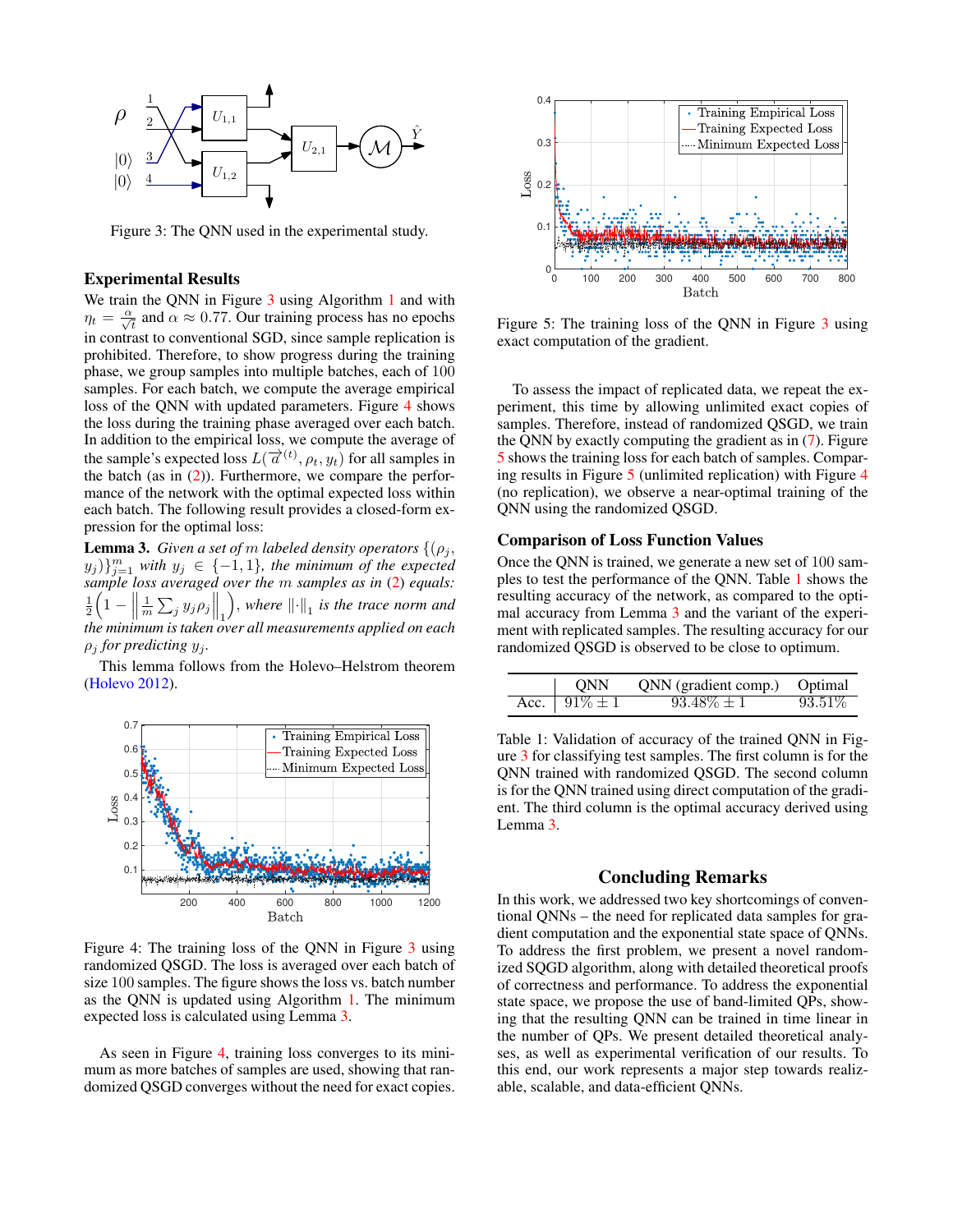Figure 3: The QNN used in the experimental study.

## Experimental Results

We train the QNN in Figure 3 using Algorithm 1 and with $\eta_t = \frac{\alpha}{\sqrt{t}}$ and $\alpha \approx 0.77$. Our training process has no epochs in contrast to conventional SGD, since sample replication is prohibited. Therefore, to show progress during the training phase, we group samples into multiple batches, each of 100 samples. For each batch, we compute the average empirical loss of the QNN with updated parameters. Figure 4 shows the loss during the training phase averaged over each batch. In addition to the empirical loss, we compute the average of the sample's expected loss $L(\overrightarrow{a}^{(t)}, \rho_t, y_t)$ for all samples in the batch (as in (2)). Furthermore, we compare the performance of the network with the optimal expected loss within each batch. The following result provides a closed-form expression for the optimal loss:

**Lemma 3.** *Given a set of $m$ labeled density operators $\{(\rho_j, y_j)\}_{j=1}^m$ with $y_j \in \{-1, 1\}$, the minimum of the expected sample loss averaged over the $m$ samples as in (2) equals: $\frac{1}{2}\left(1 - \left\| \frac{1}{m}\sum_j y_j \rho_j \right\|_1\right)$, where $\|\cdot\|_1$ is the trace norm and the minimum is taken over all measurements applied on each $\rho_j$ for predicting $y_j$.*

This lemma follows from the Holevo–Helstrom theorem (Holevo 2012).

Figure 4: The training loss of the QNN in Figure 3 using randomized QSGD. The loss is averaged over each batch of size 100 samples. The figure shows the loss vs. batch number as the QNN is updated using Algorithm 1. The minimum expected loss is calculated using Lemma 3.

As seen in Figure 4, training loss converges to its minimum as more batches of samples are used, showing that randomized QSGD converges without the need for exact copies.

Figure 5: The training loss of the QNN in Figure 3 using exact computation of the gradient.

To assess the impact of replicated data, we repeat the experiment, this time by allowing unlimited exact copies of samples. Therefore, instead of randomized QSGD, we train the QNN by exactly computing the gradient as in (7). Figure 5 shows the training loss for each batch of samples. Comparing results in Figure 5 (unlimited replication) with Figure 4 (no replication), we observe a near-optimal training of the QNN using the randomized QSGD.

## Comparison of Loss Function Values

Once the QNN is trained, we generate a new set of 100 samples to test the performance of the QNN. Table 1 shows the resulting accuracy of the network, as compared to the optimal accuracy from Lemma 3 and the variant of the experiment with replicated samples. The resulting accuracy for our randomized QSGD is observed to be close to optimum.

| | QNN | QNN (gradient comp.) | Optimal |
|---|---|---|---|
| Acc. | $91\% \pm 1$ | $93.48\% \pm 1$ | $93.51\%$ |

Table 1: Validation of accuracy of the trained QNN in Figure 3 for classifying test samples. The first column is for the QNN trained with randomized QSGD. The second column is for the QNN trained using direct computation of the gradient. The third column is the optimal accuracy derived using Lemma 3.

## Concluding Remarks

In this work, we addressed two key shortcomings of conventional QNNs – the need for replicated data samples for gradient computation and the exponential state space of QNNs. To address the first problem, we present a novel randomized SQGD algorithm, along with detailed theoretical proofs of correctness and performance. To address the exponential state space, we propose the use of band-limited QPs, showing that the resulting QNN can be trained in time linear in the number of QPs. We present detailed theoretical analyses, as well as experimental verification of our results. To this end, our work represents a major step towards realizable, scalable, and data-efficient QNNs.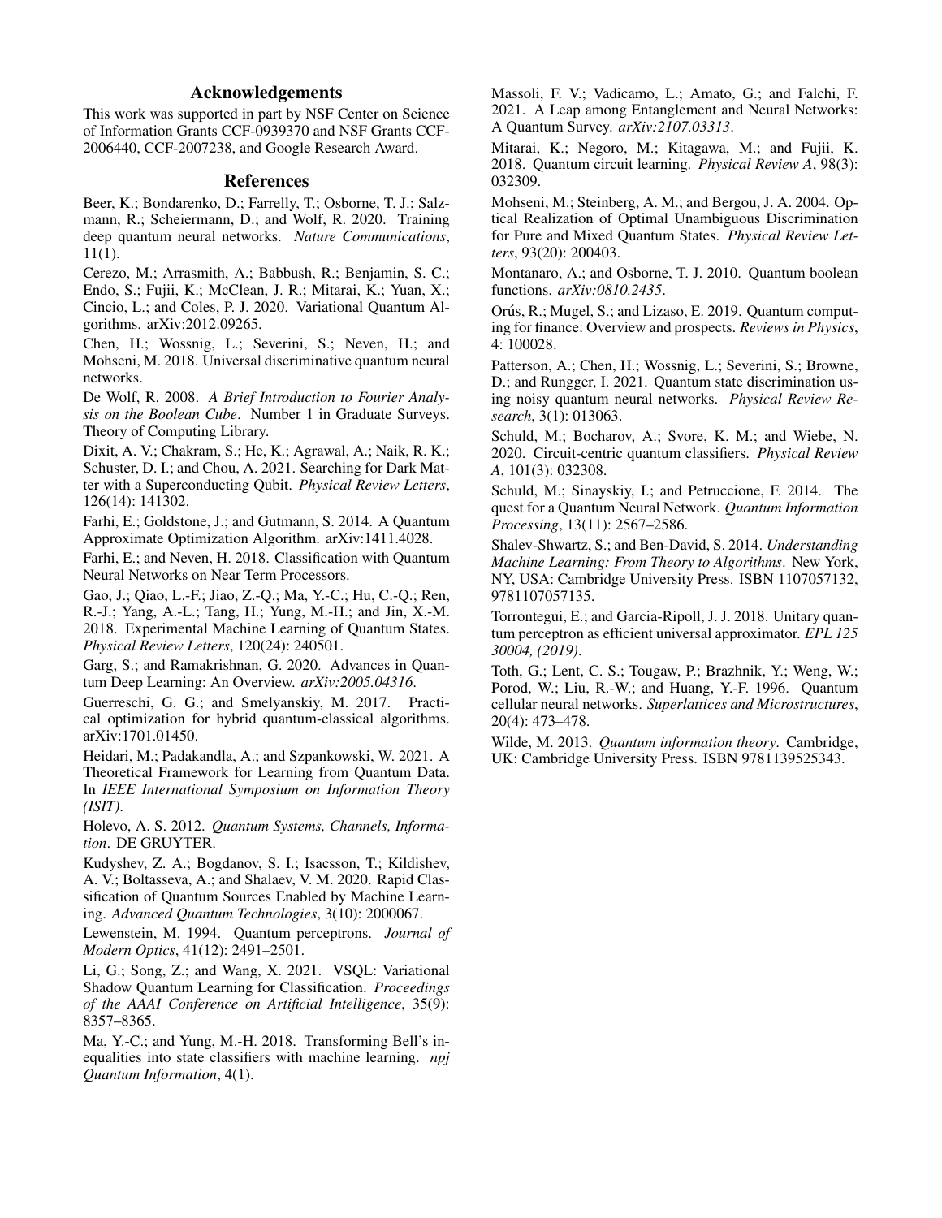## Acknowledgements

This work was supported in part by NSF Center on Science of Information Grants CCF-0939370 and NSF Grants CCF-2006440, CCF-2007238, and Google Research Award.

## References

Beer, K.; Bondarenko, D.; Farrelly, T.; Osborne, T. J.; Salzmann, R.; Scheiermann, D.; and Wolf, R. 2020. Training deep quantum neural networks. *Nature Communications*, 11(1).

Cerezo, M.; Arrasmith, A.; Babbush, R.; Benjamin, S. C.; Endo, S.; Fujii, K.; McClean, J. R.; Mitarai, K.; Yuan, X.; Cincio, L.; and Coles, P. J. 2020. Variational Quantum Algorithms. arXiv:2012.09265.

Chen, H.; Wossnig, L.; Severini, S.; Neven, H.; and Mohseni, M. 2018. Universal discriminative quantum neural networks.

De Wolf, R. 2008. *A Brief Introduction to Fourier Analysis on the Boolean Cube*. Number 1 in Graduate Surveys. Theory of Computing Library.

Dixit, A. V.; Chakram, S.; He, K.; Agrawal, A.; Naik, R. K.; Schuster, D. I.; and Chou, A. 2021. Searching for Dark Matter with a Superconducting Qubit. *Physical Review Letters*, 126(14): 141302.

Farhi, E.; Goldstone, J.; and Gutmann, S. 2014. A Quantum Approximate Optimization Algorithm. arXiv:1411.4028.

Farhi, E.; and Neven, H. 2018. Classification with Quantum Neural Networks on Near Term Processors.

Gao, J.; Qiao, L.-F.; Jiao, Z.-Q.; Ma, Y.-C.; Hu, C.-Q.; Ren, R.-J.; Yang, A.-L.; Tang, H.; Yung, M.-H.; and Jin, X.-M. 2018. Experimental Machine Learning of Quantum States. *Physical Review Letters*, 120(24): 240501.

Garg, S.; and Ramakrishnan, G. 2020. Advances in Quantum Deep Learning: An Overview. *arXiv:2005.04316*.

Guerreschi, G. G.; and Smelyanskiy, M. 2017. Practical optimization for hybrid quantum-classical algorithms. arXiv:1701.01450.

Heidari, M.; Padakandla, A.; and Szpankowski, W. 2021. A Theoretical Framework for Learning from Quantum Data. In *IEEE International Symposium on Information Theory (ISIT)*.

Holevo, A. S. 2012. *Quantum Systems, Channels, Information*. DE GRUYTER.

Kudyshev, Z. A.; Bogdanov, S. I.; Isacsson, T.; Kildishev, A. V.; Boltasseva, A.; and Shalaev, V. M. 2020. Rapid Classification of Quantum Sources Enabled by Machine Learning. *Advanced Quantum Technologies*, 3(10): 2000067.

Lewenstein, M. 1994. Quantum perceptrons. *Journal of Modern Optics*, 41(12): 2491–2501.

Li, G.; Song, Z.; and Wang, X. 2021. VSQL: Variational Shadow Quantum Learning for Classification. *Proceedings of the AAAI Conference on Artificial Intelligence*, 35(9): 8357–8365.

Ma, Y.-C.; and Yung, M.-H. 2018. Transforming Bell's inequalities into state classifiers with machine learning. *npj Quantum Information*, 4(1).

Massoli, F. V.; Vadicamo, L.; Amato, G.; and Falchi, F. 2021. A Leap among Entanglement and Neural Networks: A Quantum Survey. *arXiv:2107.03313*.

Mitarai, K.; Negoro, M.; Kitagawa, M.; and Fujii, K. 2018. Quantum circuit learning. *Physical Review A*, 98(3): 032309.

Mohseni, M.; Steinberg, A. M.; and Bergou, J. A. 2004. Optical Realization of Optimal Unambiguous Discrimination for Pure and Mixed Quantum States. *Physical Review Letters*, 93(20): 200403.

Montanaro, A.; and Osborne, T. J. 2010. Quantum boolean functions. *arXiv:0810.2435*.

Orús, R.; Mugel, S.; and Lizaso, E. 2019. Quantum computing for finance: Overview and prospects. *Reviews in Physics*, 4: 100028.

Patterson, A.; Chen, H.; Wossnig, L.; Severini, S.; Browne, D.; and Rungger, I. 2021. Quantum state discrimination using noisy quantum neural networks. *Physical Review Research*, 3(1): 013063.

Schuld, M.; Bocharov, A.; Svore, K. M.; and Wiebe, N. 2020. Circuit-centric quantum classifiers. *Physical Review A*, 101(3): 032308.

Schuld, M.; Sinayskiy, I.; and Petruccione, F. 2014. The quest for a Quantum Neural Network. *Quantum Information Processing*, 13(11): 2567–2586.

Shalev-Shwartz, S.; and Ben-David, S. 2014. *Understanding Machine Learning: From Theory to Algorithms*. New York, NY, USA: Cambridge University Press. ISBN 1107057132, 9781107057135.

Torrontegui, E.; and Garcia-Ripoll, J. J. 2018. Unitary quantum perceptron as efficient universal approximator. *EPL 125 30004, (2019)*.

Toth, G.; Lent, C. S.; Tougaw, P.; Brazhnik, Y.; Weng, W.; Porod, W.; Liu, R.-W.; and Huang, Y.-F. 1996. Quantum cellular neural networks. *Superlattices and Microstructures*, 20(4): 473–478.

Wilde, M. 2013. *Quantum information theory*. Cambridge, UK: Cambridge University Press. ISBN 9781139525343.